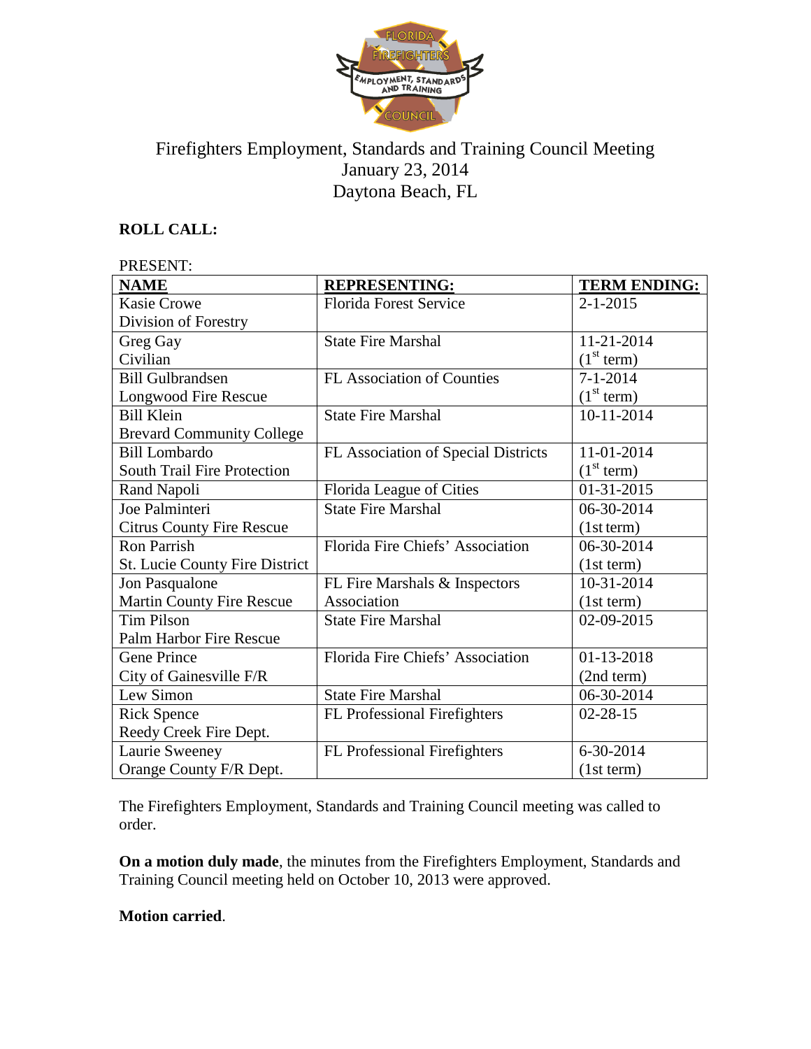# Firefighters Employment, Standards and Training Council Meeting
January 23, 2014
Daytona Beach, FL

**ROLL CALL:**

PRESENT:

| NAME | REPRESENTING: | TERM ENDING: |
|---|---|---|
| Kasie Crowe<br>Division of Forestry | Florida Forest Service | 2-1-2015 |
| Greg Gay<br>Civilian | State Fire Marshal | 11-21-2014<br>(1st term) |
| Bill Gulbrandsen<br>Longwood Fire Rescue | FL Association of Counties | 7-1-2014<br>(1st term) |
| Bill Klein<br>Brevard Community College | State Fire Marshal | 10-11-2014 |
| Bill Lombardo<br>South Trail Fire Protection | FL Association of Special Districts | 11-01-2014<br>(1st term) |
| Rand Napoli | Florida League of Cities | 01-31-2015 |
| Joe Palminteri<br>Citrus County Fire Rescue | State Fire Marshal | 06-30-2014<br>(1st term) |
| Ron Parrish<br>St. Lucie County Fire District | Florida Fire Chiefs' Association | 06-30-2014<br>(1st term) |
| Jon Pasqualone<br>Martin County Fire Rescue | FL Fire Marshals & Inspectors Association | 10-31-2014<br>(1st term) |
| Tim Pilson<br>Palm Harbor Fire Rescue | State Fire Marshal | 02-09-2015 |
| Gene Prince<br>City of Gainesville F/R | Florida Fire Chiefs' Association | 01-13-2018<br>(2nd term) |
| Lew Simon | State Fire Marshal | 06-30-2014 |
| Rick Spence<br>Reedy Creek Fire Dept. | FL Professional Firefighters | 02-28-15 |
| Laurie Sweeney<br>Orange County F/R Dept. | FL Professional Firefighters | 6-30-2014<br>(1st term) |

The Firefighters Employment, Standards and Training Council meeting was called to order.

**On a motion duly made**, the minutes from the Firefighters Employment, Standards and Training Council meeting held on October 10, 2013 were approved.

**Motion carried**.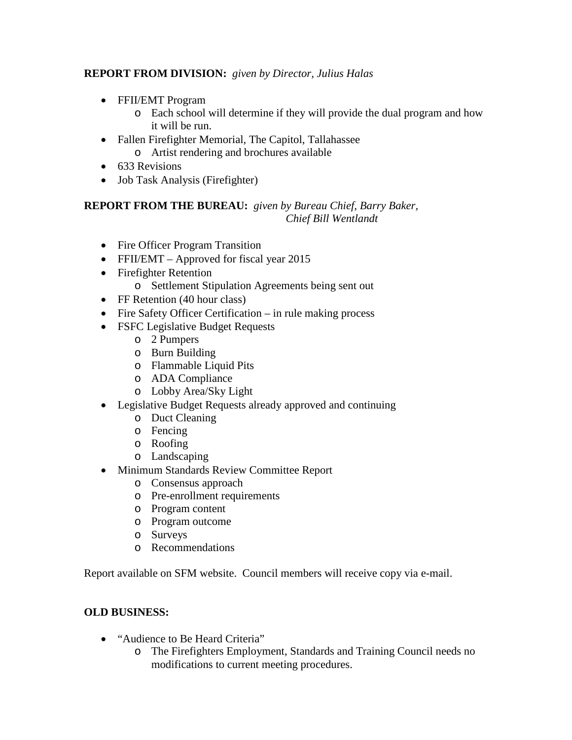**REPORT FROM DIVISION:** *given by Director, Julius Halas*

- FFII/EMT Program
  - Each school will determine if they will provide the dual program and how it will be run.
- Fallen Firefighter Memorial, The Capitol, Tallahassee
  - Artist rendering and brochures available
- 633 Revisions
- Job Task Analysis (Firefighter)

**REPORT FROM THE BUREAU:** *given by Bureau Chief, Barry Baker, Chief Bill Wentlandt*

- Fire Officer Program Transition
- FFII/EMT – Approved for fiscal year 2015
- Firefighter Retention
  - Settlement Stipulation Agreements being sent out
- FF Retention (40 hour class)
- Fire Safety Officer Certification – in rule making process
- FSFC Legislative Budget Requests
  - 2 Pumpers
  - Burn Building
  - Flammable Liquid Pits
  - ADA Compliance
  - Lobby Area/Sky Light
- Legislative Budget Requests already approved and continuing
  - Duct Cleaning
  - Fencing
  - Roofing
  - Landscaping
- Minimum Standards Review Committee Report
  - Consensus approach
  - Pre-enrollment requirements
  - Program content
  - Program outcome
  - Surveys
  - Recommendations

Report available on SFM website. Council members will receive copy via e-mail.

**OLD BUSINESS:**

- "Audience to Be Heard Criteria"
  - The Firefighters Employment, Standards and Training Council needs no modifications to current meeting procedures.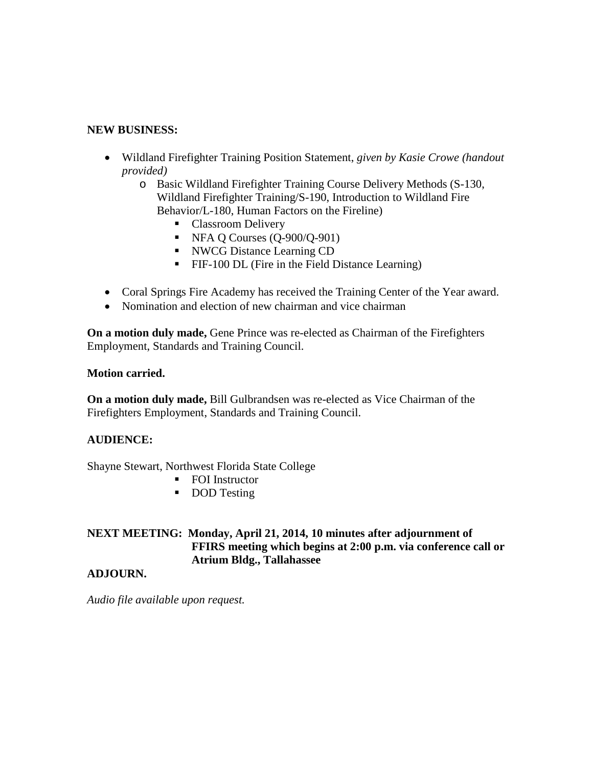**NEW BUSINESS:**

- Wildland Firefighter Training Position Statement, *given by Kasie Crowe (handout provided)*
  - Basic Wildland Firefighter Training Course Delivery Methods (S-130, Wildland Firefighter Training/S-190, Introduction to Wildland Fire Behavior/L-180, Human Factors on the Fireline)
    - Classroom Delivery
    - NFA Q Courses (Q-900/Q-901)
    - NWCG Distance Learning CD
    - FIF-100 DL (Fire in the Field Distance Learning)
- Coral Springs Fire Academy has received the Training Center of the Year award.
- Nomination and election of new chairman and vice chairman

**On a motion duly made,** Gene Prince was re-elected as Chairman of the Firefighters Employment, Standards and Training Council.

**Motion carried.**

**On a motion duly made,** Bill Gulbrandsen was re-elected as Vice Chairman of the Firefighters Employment, Standards and Training Council.

**AUDIENCE:**

Shayne Stewart, Northwest Florida State College

- FOI Instructor
- DOD Testing

**NEXT MEETING: Monday, April 21, 2014, 10 minutes after adjournment of FFIRS meeting which begins at 2:00 p.m. via conference call or Atrium Bldg., Tallahassee**

**ADJOURN.**

*Audio file available upon request.*